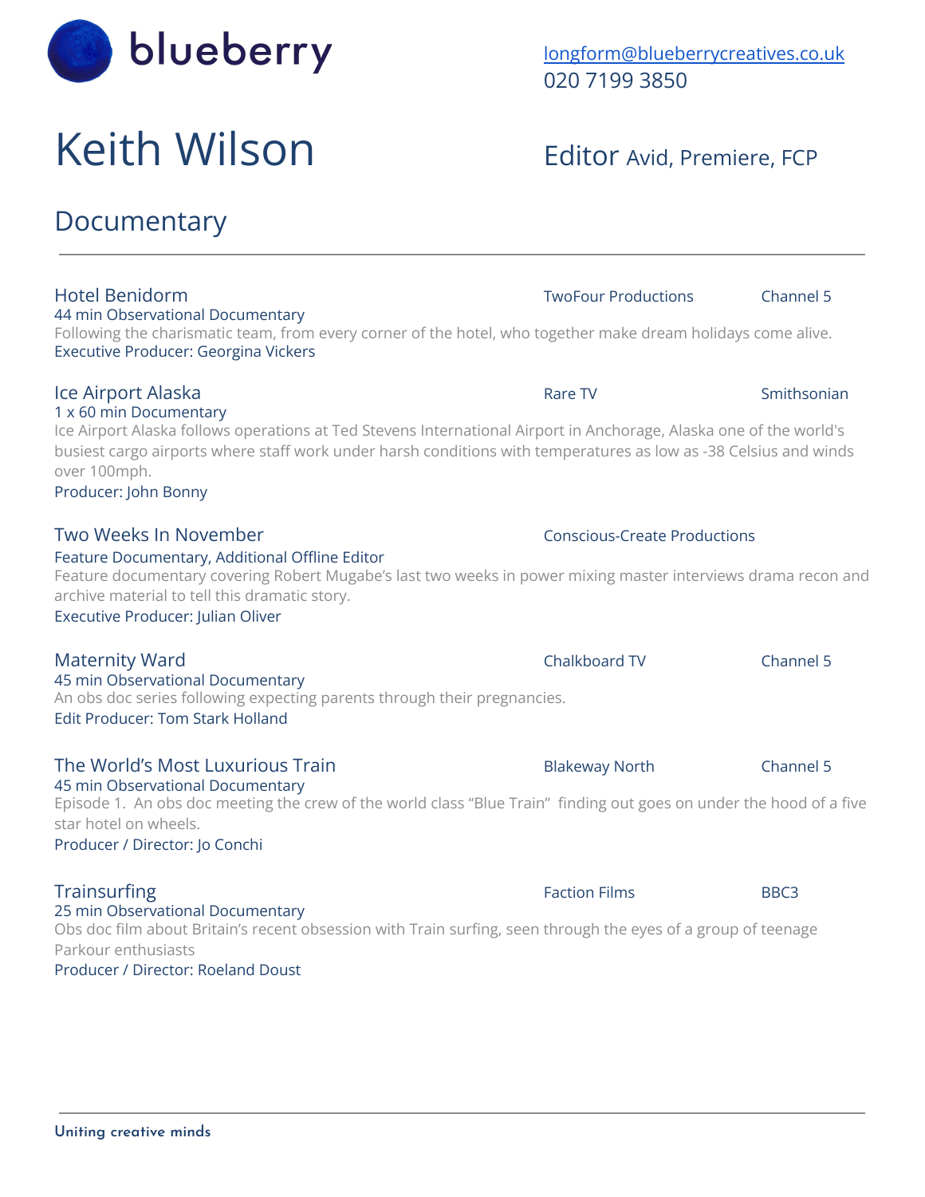blueberry

longform@blueberrycreatives.co.uk
020 7199 3850

# Keith Wilson

Editor Avid, Premiere, FCP

## Documentary

---

### Hotel Benidorm

TwoFour Productions — Channel 5

44 min Observational Documentary

Following the charismatic team, from every corner of the hotel, who together make dream holidays come alive.

Executive Producer: Georgina Vickers

### Ice Airport Alaska

Rare TV — Smithsonian

1 x 60 min Documentary

Ice Airport Alaska follows operations at Ted Stevens International Airport in Anchorage, Alaska one of the world's busiest cargo airports where staff work under harsh conditions with temperatures as low as -38 Celsius and winds over 100mph.

Producer: John Bonny

### Two Weeks In November

Conscious-Create Productions

Feature Documentary, Additional Offline Editor

Feature documentary covering Robert Mugabe's last two weeks in power mixing master interviews drama recon and archive material to tell this dramatic story.

Executive Producer: Julian Oliver

### Maternity Ward

Chalkboard TV — Channel 5

45 min Observational Documentary

An obs doc series following expecting parents through their pregnancies.

Edit Producer: Tom Stark Holland

### The World's Most Luxurious Train

Blakeway North — Channel 5

45 min Observational Documentary

Episode 1. An obs doc meeting the crew of the world class "Blue Train" finding out goes on under the hood of a five star hotel on wheels.

Producer / Director: Jo Conchi

### Trainsurfing

Faction Films — BBC3

25 min Observational Documentary

Obs doc film about Britain's recent obsession with Train surfing, seen through the eyes of a group of teenage Parkour enthusiasts

Producer / Director: Roeland Doust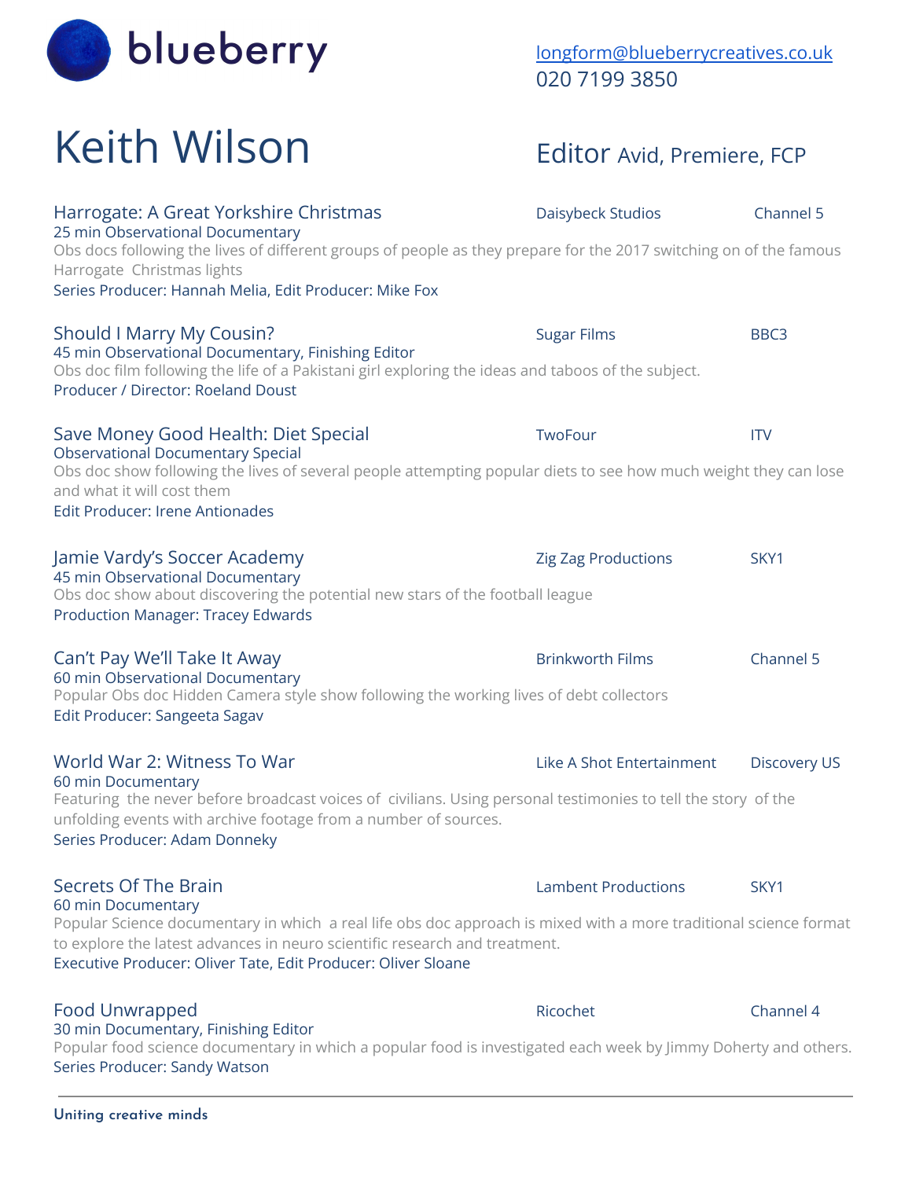blueberry

[longform@blueberrycreatives.co.uk](mailto:longform@blueberrycreatives.co.uk)
020 7199 3850

# Keith Wilson

**Editor** Avid, Premiere, FCP

### Harrogate: A Great Yorkshire Christmas — Daisybeck Studios — Channel 5

25 min Observational Documentary

Obs docs following the lives of different groups of people as they prepare for the 2017 switching on of the famous Harrogate Christmas lights

Series Producer: Hannah Melia, Edit Producer: Mike Fox

### Should I Marry My Cousin? — Sugar Films — BBC3

45 min Observational Documentary, Finishing Editor

Obs doc film following the life of a Pakistani girl exploring the ideas and taboos of the subject.

Producer / Director: Roeland Doust

### Save Money Good Health: Diet Special — TwoFour — ITV

Observational Documentary Special

Obs doc show following the lives of several people attempting popular diets to see how much weight they can lose and what it will cost them

Edit Producer: Irene Antionades

### Jamie Vardy's Soccer Academy — Zig Zag Productions — SKY1

45 min Observational Documentary

Obs doc show about discovering the potential new stars of the football league

Production Manager: Tracey Edwards

### Can't Pay We'll Take It Away — Brinkworth Films — Channel 5

60 min Observational Documentary

Popular Obs doc Hidden Camera style show following the working lives of debt collectors

Edit Producer: Sangeeta Sagav

### World War 2: Witness To War — Like A Shot Entertainment — Discovery US

60 min Documentary

Featuring the never before broadcast voices of civilians. Using personal testimonies to tell the story of the unfolding events with archive footage from a number of sources.

Series Producer: Adam Donneky

### Secrets Of The Brain — Lambent Productions — SKY1

60 min Documentary

Popular Science documentary in which a real life obs doc approach is mixed with a more traditional science format to explore the latest advances in neuro scientific research and treatment.

Executive Producer: Oliver Tate, Edit Producer: Oliver Sloane

### Food Unwrapped — Ricochet — Channel 4

30 min Documentary, Finishing Editor

Popular food science documentary in which a popular food is investigated each week by Jimmy Doherty and others.

Series Producer: Sandy Watson

---

Uniting creative minds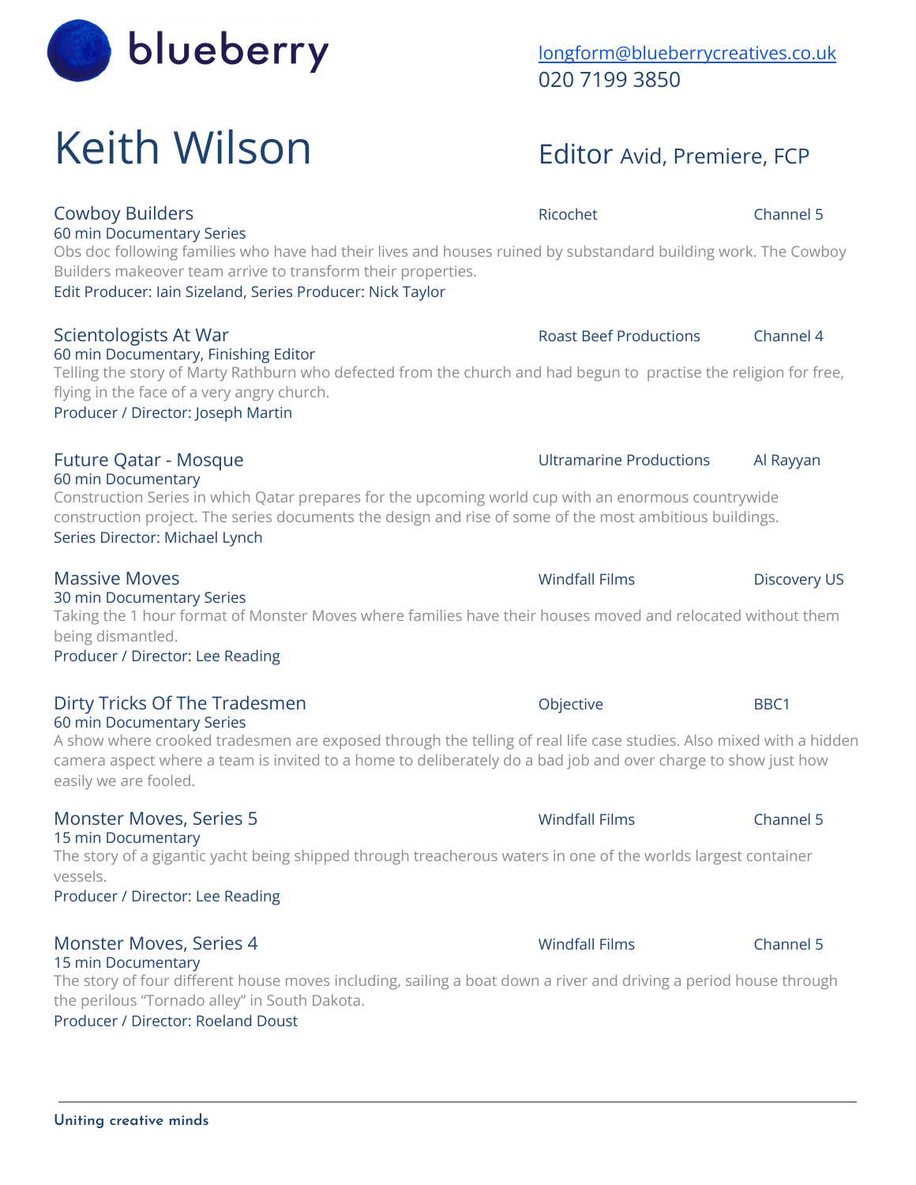blueberry

[longform@blueberrycreatives.co.uk](mailto:longform@blueberrycreatives.co.uk)
020 7199 3850

# Keith Wilson

## Editor Avid, Premiere, FCP

### Cowboy Builders
Ricochet — Channel 5

60 min Documentary Series

Obs doc following families who have had their lives and houses ruined by substandard building work. The Cowboy Builders makeover team arrive to transform their properties.

Edit Producer: Iain Sizeland, Series Producer: Nick Taylor

### Scientologists At War
Roast Beef Productions — Channel 4

60 min Documentary, Finishing Editor

Telling the story of Marty Rathburn who defected from the church and had begun to practise the religion for free, flying in the face of a very angry church.

Producer / Director: Joseph Martin

### Future Qatar - Mosque
Ultramarine Productions — Al Rayyan

60 min Documentary

Construction Series in which Qatar prepares for the upcoming world cup with an enormous countrywide construction project. The series documents the design and rise of some of the most ambitious buildings.

Series Director: Michael Lynch

### Massive Moves
Windfall Films — Discovery US

30 min Documentary Series

Taking the 1 hour format of Monster Moves where families have their houses moved and relocated without them being dismantled.

Producer / Director: Lee Reading

### Dirty Tricks Of The Tradesmen
Objective — BBC1

60 min Documentary Series

A show where crooked tradesmen are exposed through the telling of real life case studies. Also mixed with a hidden camera aspect where a team is invited to a home to deliberately do a bad job and over charge to show just how easily we are fooled.

### Monster Moves, Series 5
Windfall Films — Channel 5

15 min Documentary

The story of a gigantic yacht being shipped through treacherous waters in one of the worlds largest container vessels.

Producer / Director: Lee Reading

### Monster Moves, Series 4
Windfall Films — Channel 5

15 min Documentary

The story of four different house moves including, sailing a boat down a river and driving a period house through the perilous "Tornado alley" in South Dakota.

Producer / Director: Roeland Doust

Uniting creative minds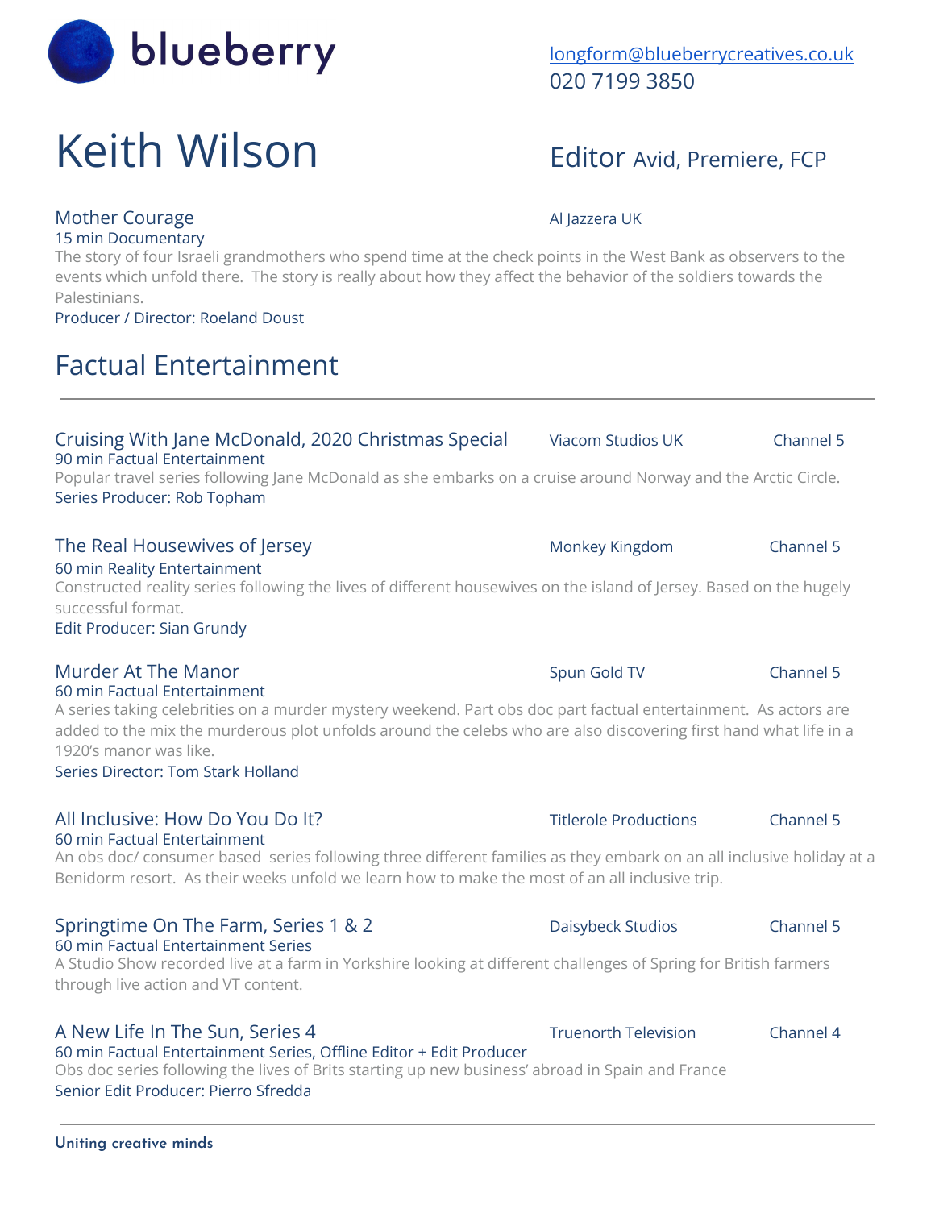blueberry

longform@blueberrycreatives.co.uk
020 7199 3850

# Keith Wilson

Editor Avid, Premiere, FCP

### Mother Courage

Al Jazzera UK

15 min Documentary

The story of four Israeli grandmothers who spend time at the check points in the West Bank as observers to the events which unfold there. The story is really about how they affect the behavior of the soldiers towards the Palestinians.

Producer / Director: Roeland Doust

## Factual Entertainment

### Cruising With Jane McDonald, 2020 Christmas Special

Viacom Studios UK — Channel 5

90 min Factual Entertainment

Popular travel series following Jane McDonald as she embarks on a cruise around Norway and the Arctic Circle.

Series Producer: Rob Topham

### The Real Housewives of Jersey

Monkey Kingdom — Channel 5

60 min Reality Entertainment

Constructed reality series following the lives of different housewives on the island of Jersey. Based on the hugely successful format.

Edit Producer: Sian Grundy

### Murder At The Manor

Spun Gold TV — Channel 5

60 min Factual Entertainment

A series taking celebrities on a murder mystery weekend. Part obs doc part factual entertainment. As actors are added to the mix the murderous plot unfolds around the celebs who are also discovering first hand what life in a 1920's manor was like.

Series Director: Tom Stark Holland

### All Inclusive: How Do You Do It?

Titlerole Productions — Channel 5

60 min Factual Entertainment

An obs doc/ consumer based series following three different families as they embark on an all inclusive holiday at a Benidorm resort. As their weeks unfold we learn how to make the most of an all inclusive trip.

### Springtime On The Farm, Series 1 & 2

Daisybeck Studios — Channel 5

60 min Factual Entertainment Series

A Studio Show recorded live at a farm in Yorkshire looking at different challenges of Spring for British farmers through live action and VT content.

### A New Life In The Sun, Series 4

Truenorth Television — Channel 4

60 min Factual Entertainment Series, Offline Editor + Edit Producer

Obs doc series following the lives of Brits starting up new business' abroad in Spain and France

Senior Edit Producer: Pierro Sfredda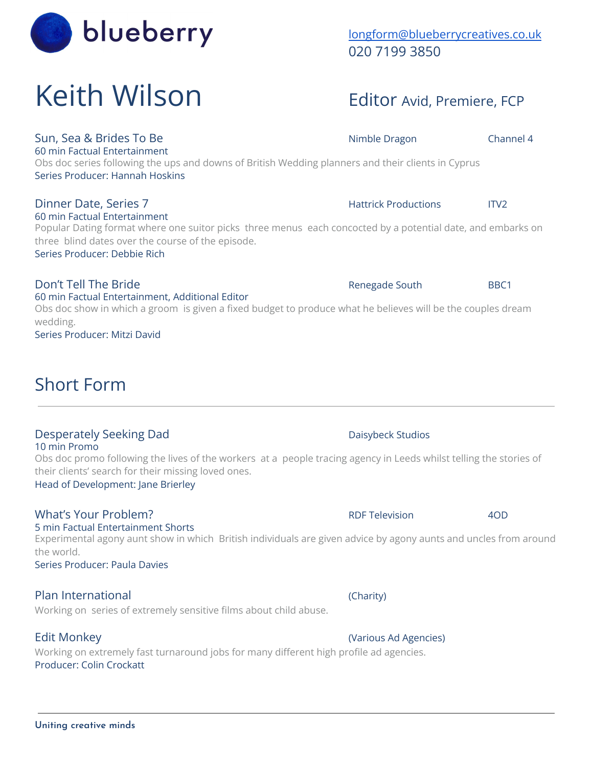blueberry

longform@blueberrycreatives.co.uk
020 7199 3850

# Keith Wilson

**Editor** Avid, Premiere, FCP

### Sun, Sea & Brides To Be

Nimble Dragon | Channel 4

60 min Factual Entertainment

Obs doc series following the ups and downs of British Wedding planners and their clients in Cyprus

Series Producer: Hannah Hoskins

### Dinner Date, Series 7

Hattrick Productions | ITV2

60 min Factual Entertainment

Popular Dating format where one suitor picks three menus each concocted by a potential date, and embarks on three blind dates over the course of the episode.

Series Producer: Debbie Rich

### Don't Tell The Bride

Renegade South | BBC1

60 min Factual Entertainment, Additional Editor

Obs doc show in which a groom is given a fixed budget to produce what he believes will be the couples dream wedding.

Series Producer: Mitzi David

## Short Form

---

### Desperately Seeking Dad

Daisybeck Studios

10 min Promo

Obs doc promo following the lives of the workers at a people tracing agency in Leeds whilst telling the stories of their clients' search for their missing loved ones.

Head of Development: Jane Brierley

### What's Your Problem?

RDF Television | 4OD

5 min Factual Entertainment Shorts

Experimental agony aunt show in which British individuals are given advice by agony aunts and uncles from around the world.

Series Producer: Paula Davies

### Plan International

(Charity)

Working on series of extremely sensitive films about child abuse.

### Edit Monkey

(Various Ad Agencies)

Working on extremely fast turnaround jobs for many different high profile ad agencies.

Producer: Colin Crockatt

---

Uniting creative minds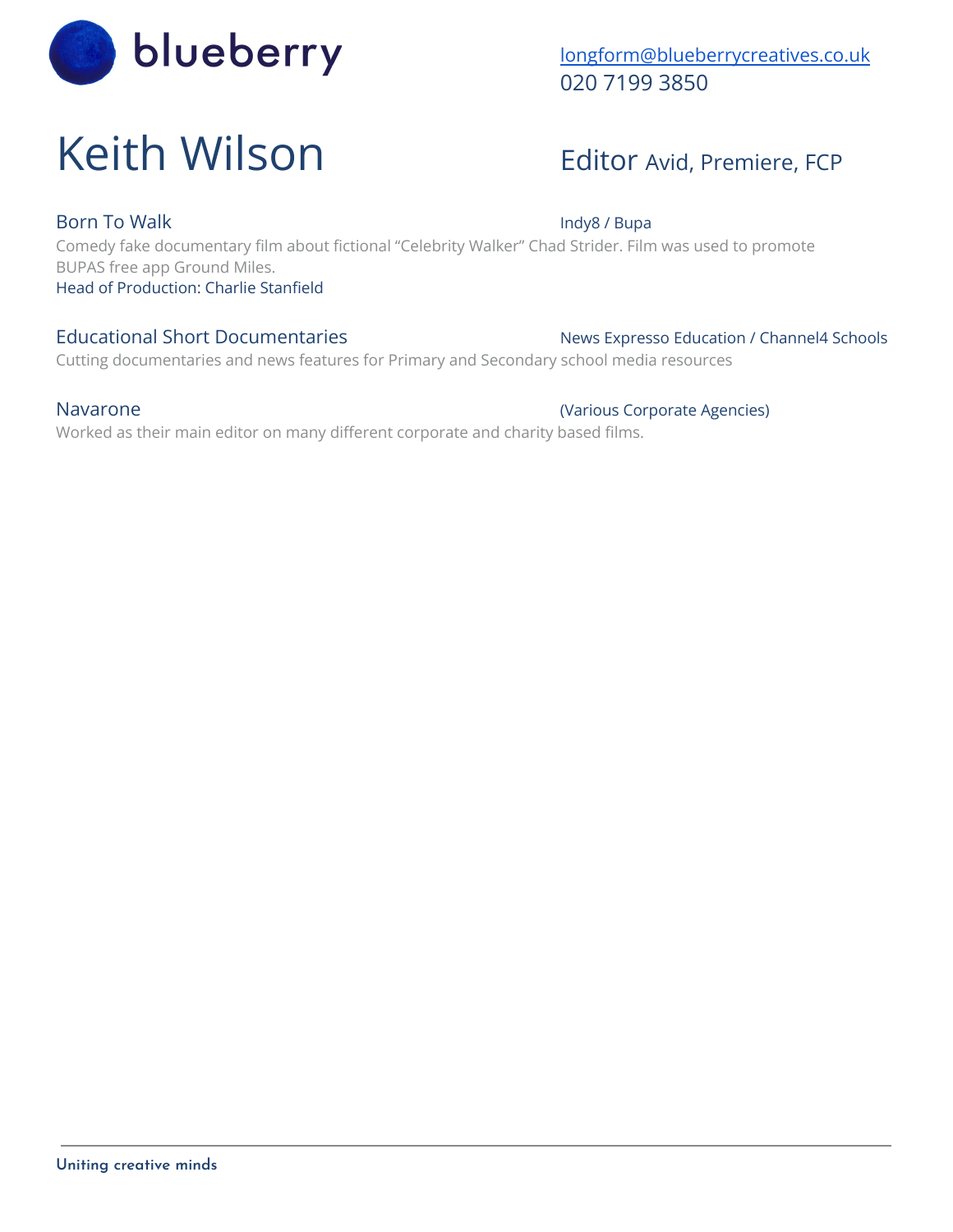blueberry

longform@blueberrycreatives.co.uk
020 7199 3850

# Keith Wilson

Editor Avid, Premiere, FCP

### Born To Walk

Indy8 / Bupa

Comedy fake documentary film about fictional “Celebrity Walker” Chad Strider. Film was used to promote BUPAS free app Ground Miles.

Head of Production: Charlie Stanfield

### Educational Short Documentaries

News Expresso Education / Channel4 Schools

Cutting documentaries and news features for Primary and Secondary school media resources

### Navarone

(Various Corporate Agencies)

Worked as their main editor on many different corporate and charity based films.

Uniting creative minds